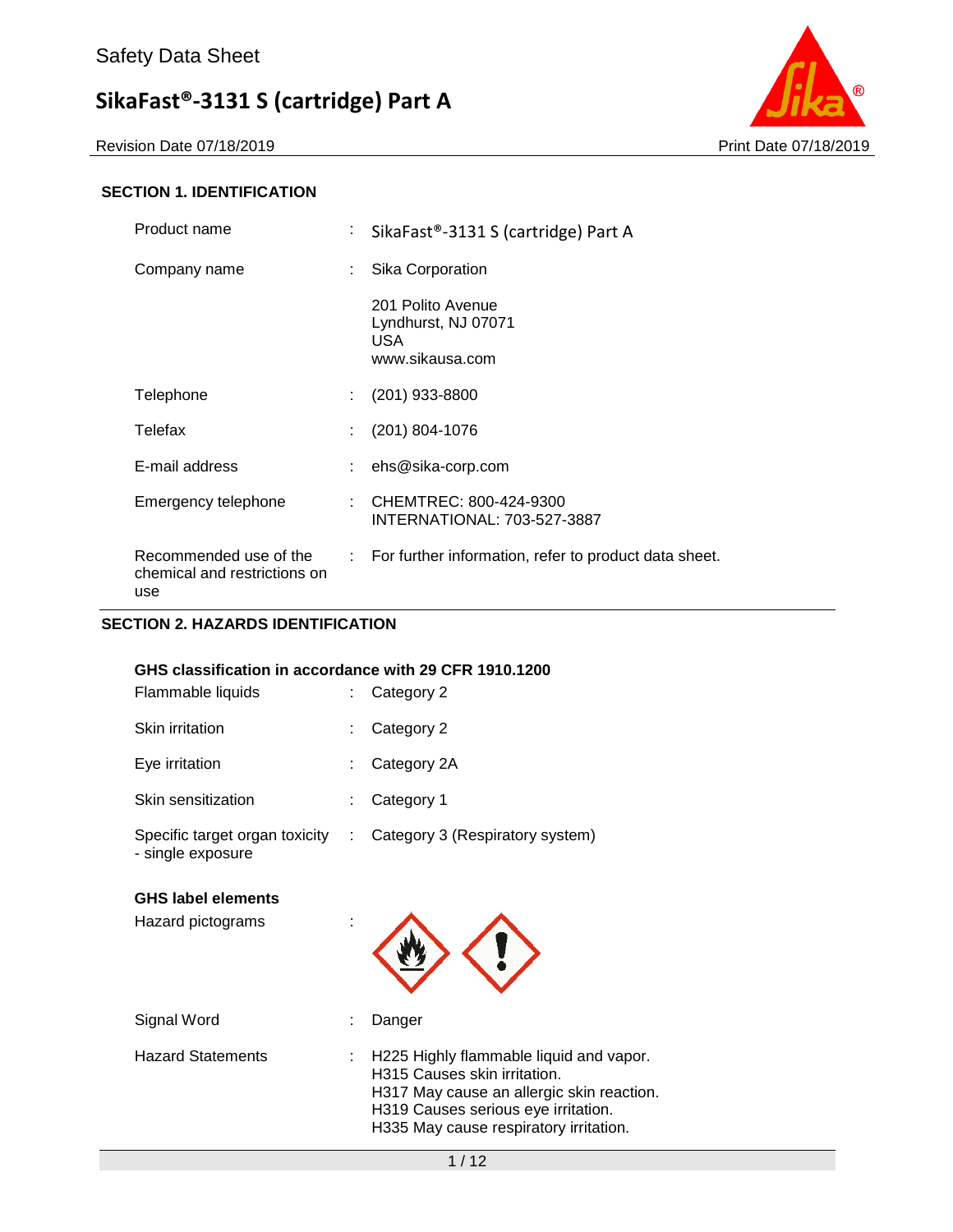# Safety Data Sheet

## SikaFast®-3131 S (cartridge) Part A

Revision Date 07/18/2019 Print Date 07/18/2019

### SECTION 1. IDENTIFICATION

| | | |
|---|---|---|
| Product name | : | SikaFast®-3131 S (cartridge) Part A |
| Company name | : | Sika Corporation<br>201 Polito Avenue<br>Lyndhurst, NJ 07071<br>USA<br>www.sikausa.com |
| Telephone | : | (201) 933-8800 |
| Telefax | : | (201) 804-1076 |
| E-mail address | : | ehs@sika-corp.com |
| Emergency telephone | : | CHEMTREC: 800-424-9300<br>INTERNATIONAL: 703-527-3887 |
| Recommended use of the chemical and restrictions on use | : | For further information, refer to product data sheet. |

### SECTION 2. HAZARDS IDENTIFICATION

**GHS classification in accordance with 29 CFR 1910.1200**

| | | |
|---|---|---|
| Flammable liquids | : | Category 2 |
| Skin irritation | : | Category 2 |
| Eye irritation | : | Category 2A |
| Skin sensitization | : | Category 1 |
| Specific target organ toxicity - single exposure | : | Category 3 (Respiratory system) |

**GHS label elements**

| | | |
|---|---|---|
| Hazard pictograms | : | |
| Signal Word | : | Danger |
| Hazard Statements | : | H225 Highly flammable liquid and vapor.<br>H315 Causes skin irritation.<br>H317 May cause an allergic skin reaction.<br>H319 Causes serious eye irritation.<br>H335 May cause respiratory irritation. |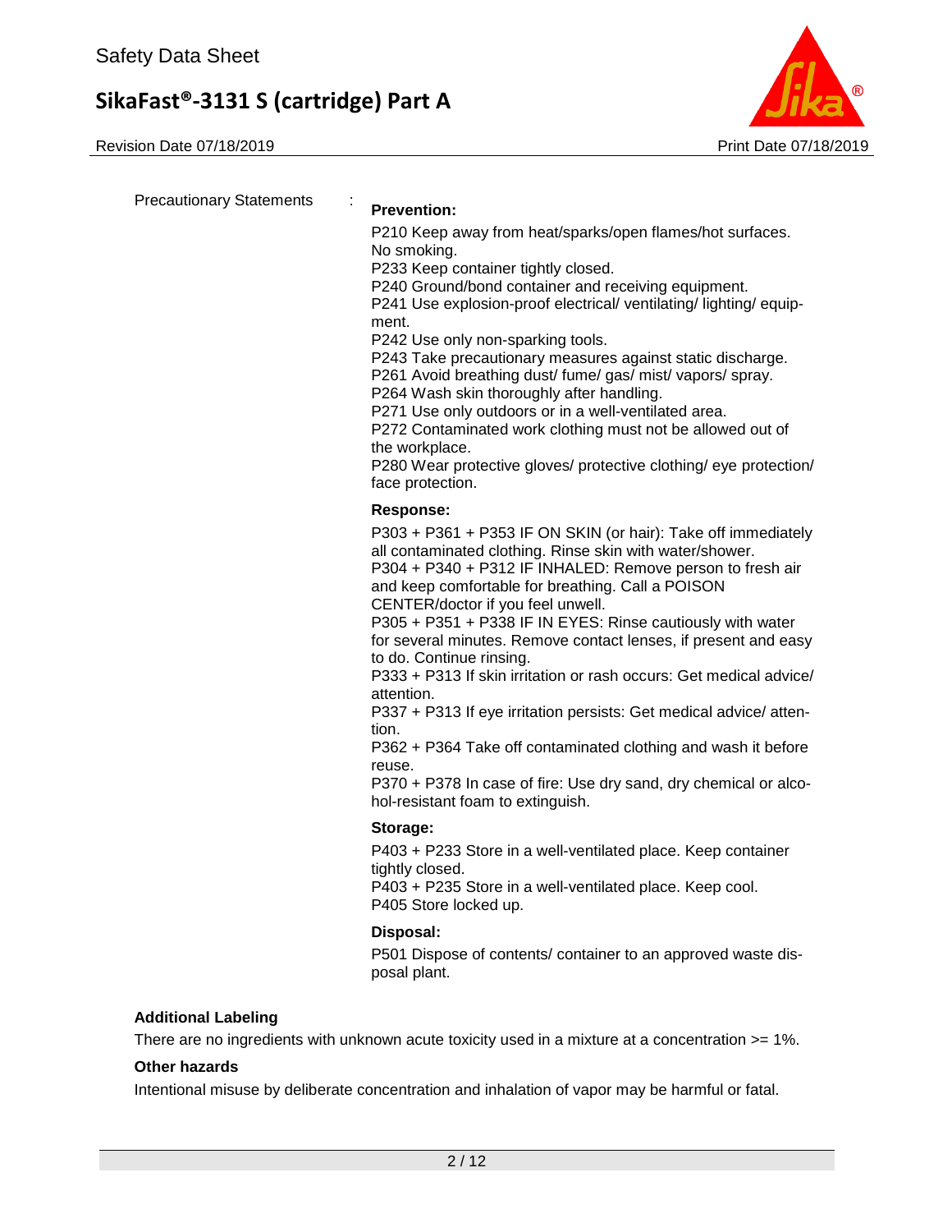Precautionary Statements :

**Prevention:**

P210 Keep away from heat/sparks/open flames/hot surfaces. No smoking.
P233 Keep container tightly closed.
P240 Ground/bond container and receiving equipment.
P241 Use explosion-proof electrical/ ventilating/ lighting/ equipment.
P242 Use only non-sparking tools.
P243 Take precautionary measures against static discharge.
P261 Avoid breathing dust/ fume/ gas/ mist/ vapors/ spray.
P264 Wash skin thoroughly after handling.
P271 Use only outdoors or in a well-ventilated area.
P272 Contaminated work clothing must not be allowed out of the workplace.
P280 Wear protective gloves/ protective clothing/ eye protection/ face protection.

**Response:**

P303 + P361 + P353 IF ON SKIN (or hair): Take off immediately all contaminated clothing. Rinse skin with water/shower.
P304 + P340 + P312 IF INHALED: Remove person to fresh air and keep comfortable for breathing. Call a POISON CENTER/doctor if you feel unwell.
P305 + P351 + P338 IF IN EYES: Rinse cautiously with water for several minutes. Remove contact lenses, if present and easy to do. Continue rinsing.
P333 + P313 If skin irritation or rash occurs: Get medical advice/ attention.
P337 + P313 If eye irritation persists: Get medical advice/ attention.
P362 + P364 Take off contaminated clothing and wash it before reuse.
P370 + P378 In case of fire: Use dry sand, dry chemical or alcohol-resistant foam to extinguish.

**Storage:**

P403 + P233 Store in a well-ventilated place. Keep container tightly closed.
P403 + P235 Store in a well-ventilated place. Keep cool.
P405 Store locked up.

**Disposal:**

P501 Dispose of contents/ container to an approved waste disposal plant.

**Additional Labeling**

There are no ingredients with unknown acute toxicity used in a mixture at a concentration >= 1%.

**Other hazards**

Intentional misuse by deliberate concentration and inhalation of vapor may be harmful or fatal.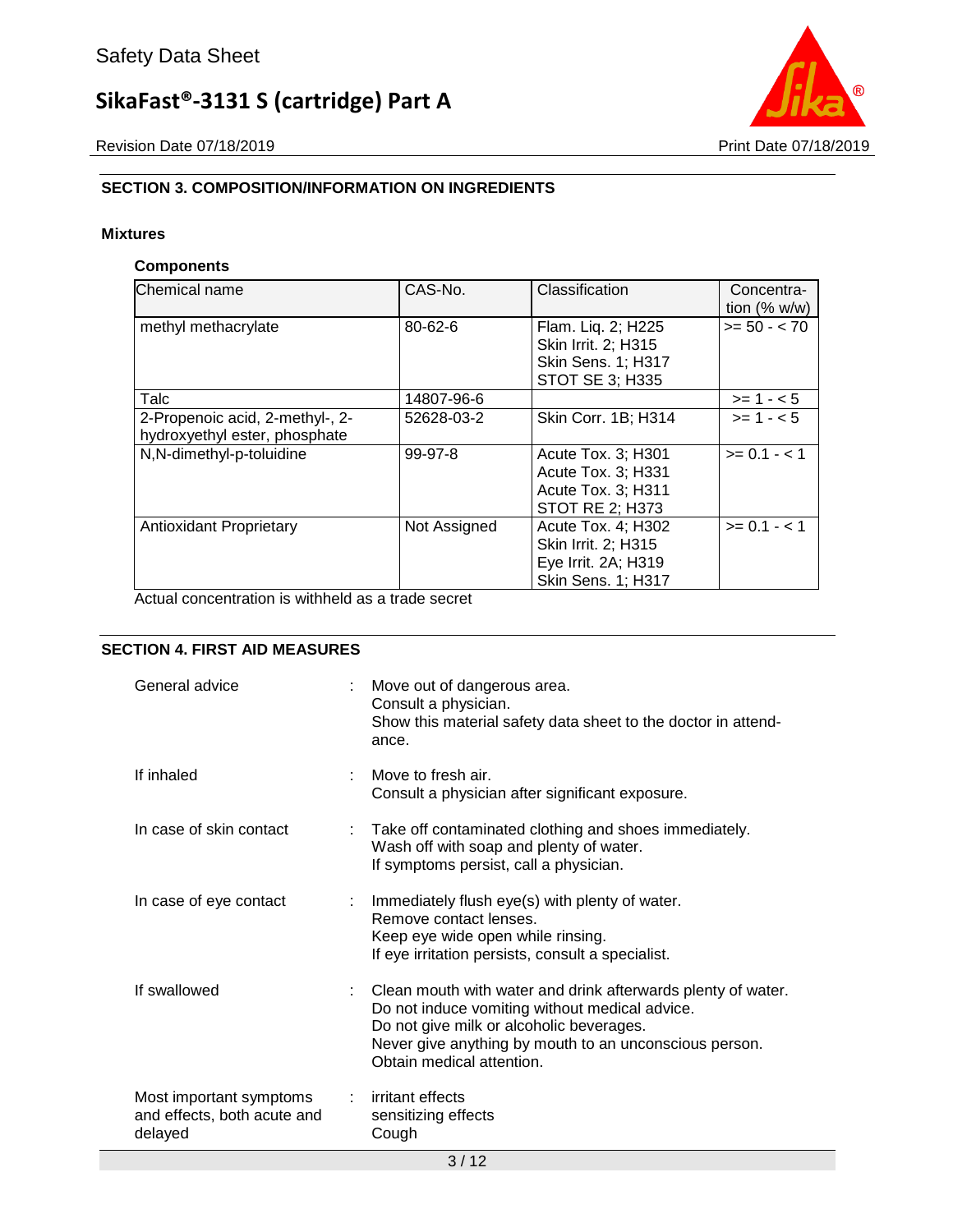## SECTION 3. COMPOSITION/INFORMATION ON INGREDIENTS

### Mixtures

**Components**

| Chemical name | CAS-No. | Classification | Concentration (% w/w) |
|---|---|---|---|
| methyl methacrylate | 80-62-6 | Flam. Liq. 2; H225<br>Skin Irrit. 2; H315<br>Skin Sens. 1; H317<br>STOT SE 3; H335 | >= 50 - < 70 |
| Talc | 14807-96-6 | | >= 1 - < 5 |
| 2-Propenoic acid, 2-methyl-, 2-hydroxyethyl ester, phosphate | 52628-03-2 | Skin Corr. 1B; H314 | >= 1 - < 5 |
| N,N-dimethyl-p-toluidine | 99-97-8 | Acute Tox. 3; H301<br>Acute Tox. 3; H331<br>Acute Tox. 3; H311<br>STOT RE 2; H373 | >= 0.1 - < 1 |
| Antioxidant Proprietary | Not Assigned | Acute Tox. 4; H302<br>Skin Irrit. 2; H315<br>Eye Irrit. 2A; H319<br>Skin Sens. 1; H317 | >= 0.1 - < 1 |

Actual concentration is withheld as a trade secret

## SECTION 4. FIRST AID MEASURES

General advice : Move out of dangerous area.
Consult a physician.
Show this material safety data sheet to the doctor in attendance.

If inhaled : Move to fresh air.
Consult a physician after significant exposure.

In case of skin contact : Take off contaminated clothing and shoes immediately.
Wash off with soap and plenty of water.
If symptoms persist, call a physician.

In case of eye contact : Immediately flush eye(s) with plenty of water.
Remove contact lenses.
Keep eye wide open while rinsing.
If eye irritation persists, consult a specialist.

If swallowed : Clean mouth with water and drink afterwards plenty of water.
Do not induce vomiting without medical advice.
Do not give milk or alcoholic beverages.
Never give anything by mouth to an unconscious person.
Obtain medical attention.

Most important symptoms and effects, both acute and delayed : irritant effects
sensitizing effects
Cough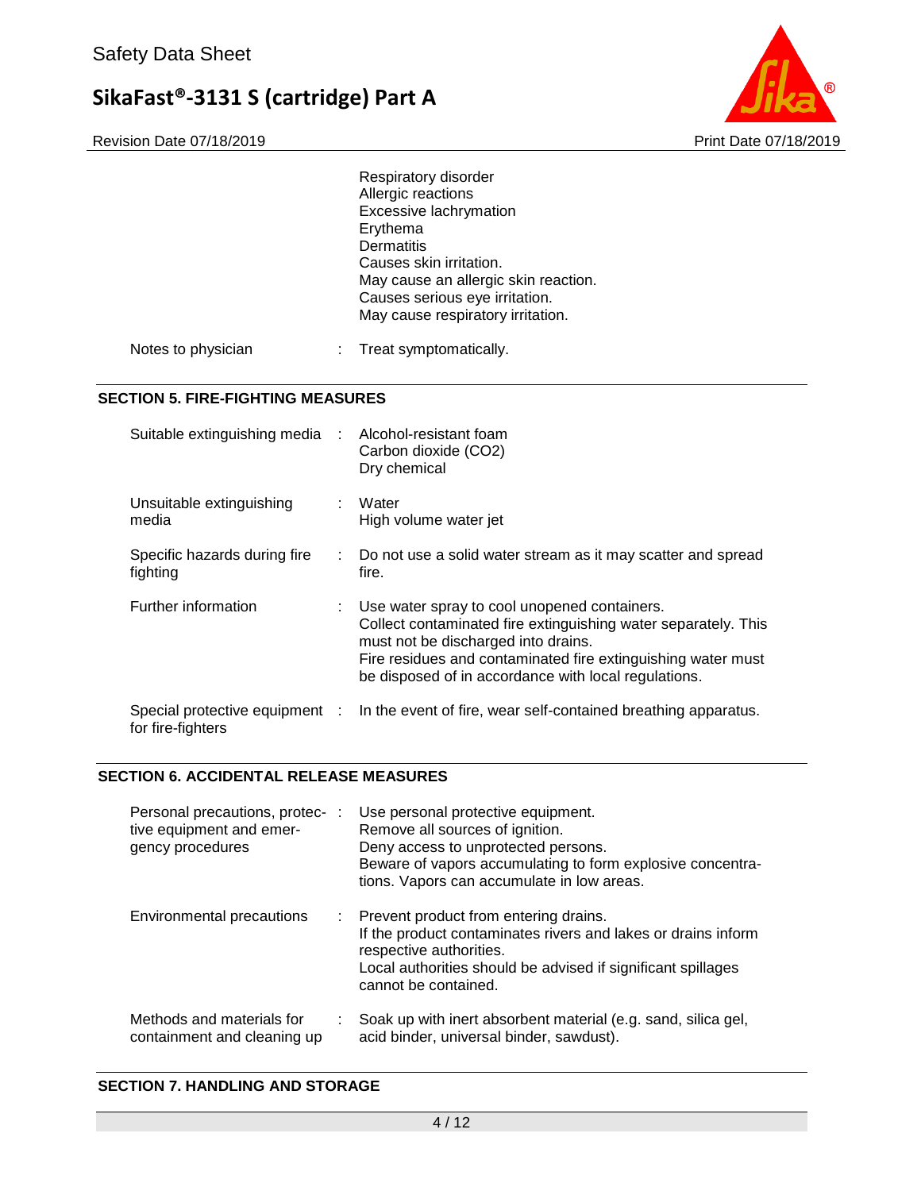| | | |
|---|---|---|
| | | Respiratory disorder<br>Allergic reactions<br>Excessive lachrymation<br>Erythema<br>Dermatitis<br>Causes skin irritation.<br>May cause an allergic skin reaction.<br>Causes serious eye irritation.<br>May cause respiratory irritation. |
| Notes to physician | : | Treat symptomatically. |

## SECTION 5. FIRE-FIGHTING MEASURES

| | | |
|---|---|---|
| Suitable extinguishing media | : | Alcohol-resistant foam<br>Carbon dioxide ($CO_2$)<br>Dry chemical |
| Unsuitable extinguishing media | : | Water<br>High volume water jet |
| Specific hazards during fire fighting | : | Do not use a solid water stream as it may scatter and spread fire. |
| Further information | : | Use water spray to cool unopened containers.<br>Collect contaminated fire extinguishing water separately. This must not be discharged into drains.<br>Fire residues and contaminated fire extinguishing water must be disposed of in accordance with local regulations. |
| Special protective equipment for fire-fighters | : | In the event of fire, wear self-contained breathing apparatus. |

## SECTION 6. ACCIDENTAL RELEASE MEASURES

| | | |
|---|---|---|
| Personal precautions, protective equipment and emergency procedures | : | Use personal protective equipment.<br>Remove all sources of ignition.<br>Deny access to unprotected persons.<br>Beware of vapors accumulating to form explosive concentrations. Vapors can accumulate in low areas. |
| Environmental precautions | : | Prevent product from entering drains.<br>If the product contaminates rivers and lakes or drains inform respective authorities.<br>Local authorities should be advised if significant spillages cannot be contained. |
| Methods and materials for containment and cleaning up | : | Soak up with inert absorbent material (e.g. sand, silica gel, acid binder, universal binder, sawdust). |

## SECTION 7. HANDLING AND STORAGE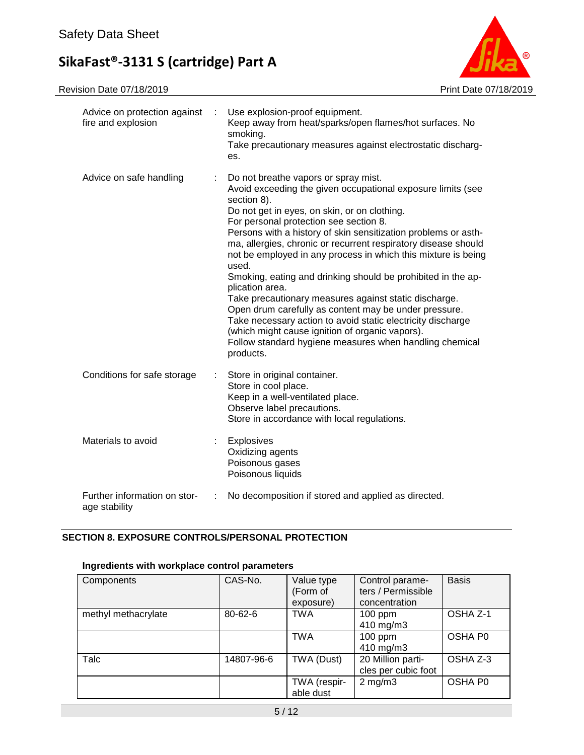| | | |
|---|---|---|
| Advice on protection against fire and explosion | : | Use explosion-proof equipment.<br>Keep away from heat/sparks/open flames/hot surfaces. No smoking.<br>Take precautionary measures against electrostatic discharges. |
| Advice on safe handling | : | Do not breathe vapors or spray mist.<br>Avoid exceeding the given occupational exposure limits (see section 8).<br>Do not get in eyes, on skin, or on clothing.<br>For personal protection see section 8.<br>Persons with a history of skin sensitization problems or asthma, allergies, chronic or recurrent respiratory disease should not be employed in any process in which this mixture is being used.<br>Smoking, eating and drinking should be prohibited in the application area.<br>Take precautionary measures against static discharge.<br>Open drum carefully as content may be under pressure.<br>Take necessary action to avoid static electricity discharge (which might cause ignition of organic vapors).<br>Follow standard hygiene measures when handling chemical products. |
| Conditions for safe storage | : | Store in original container.<br>Store in cool place.<br>Keep in a well-ventilated place.<br>Observe label precautions.<br>Store in accordance with local regulations. |
| Materials to avoid | : | Explosives<br>Oxidizing agents<br>Poisonous gases<br>Poisonous liquids |
| Further information on storage stability | : | No decomposition if stored and applied as directed. |

## SECTION 8. EXPOSURE CONTROLS/PERSONAL PROTECTION

### Ingredients with workplace control parameters

| Components | CAS-No. | Value type (Form of exposure) | Control parameters / Permissible concentration | Basis |
|---|---|---|---|---|
| methyl methacrylate | 80-62-6 | TWA | 100 ppm<br>410 mg/m3 | OSHA Z-1 |
| | | TWA | 100 ppm<br>410 mg/m3 | OSHA P0 |
| Talc | 14807-96-6 | TWA (Dust) | 20 Million particles per cubic foot | OSHA Z-3 |
| | | TWA (respirable dust | 2 mg/m3 | OSHA P0 |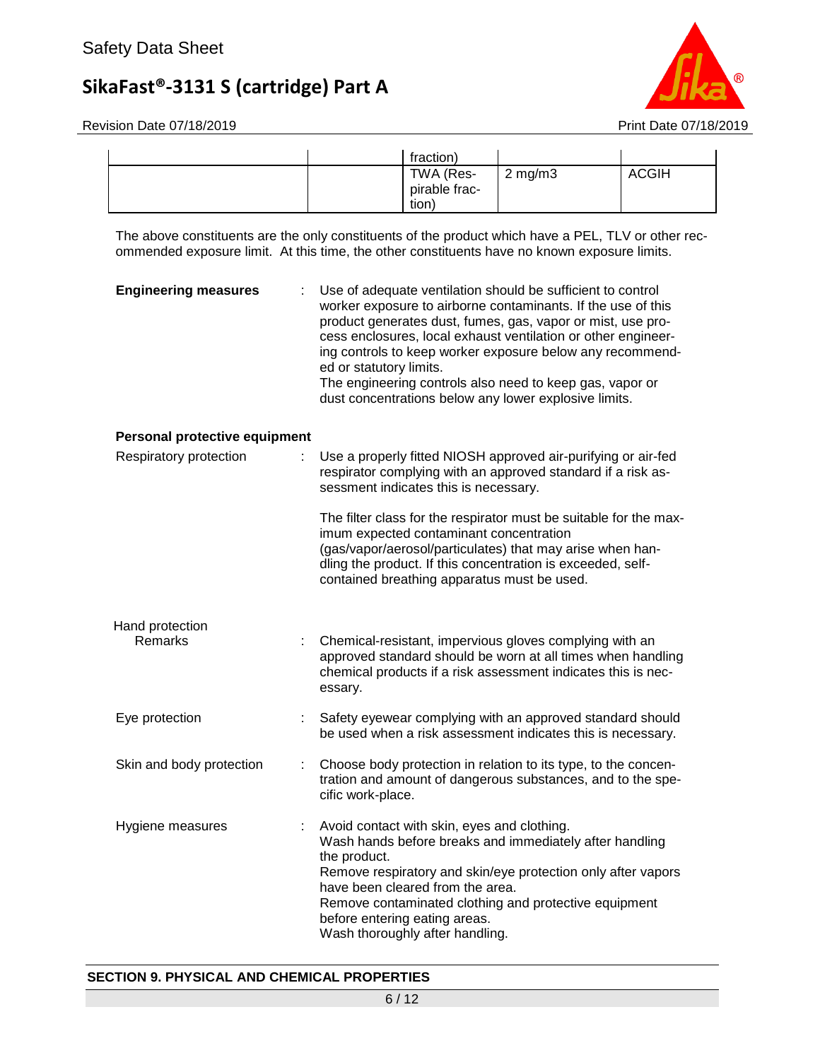| | | fraction) | | |
|---|---|---|---|---|
| | | TWA (Respirable fraction) | 2 mg/m3 | ACGIH |

The above constituents are the only constituents of the product which have a PEL, TLV or other recommended exposure limit. At this time, the other constituents have no known exposure limits.

**Engineering measures** : Use of adequate ventilation should be sufficient to control worker exposure to airborne contaminants. If the use of this product generates dust, fumes, gas, vapor or mist, use process enclosures, local exhaust ventilation or other engineering controls to keep worker exposure below any recommended or statutory limits.
The engineering controls also need to keep gas, vapor or dust concentrations below any lower explosive limits.

**Personal protective equipment**

Respiratory protection : Use a properly fitted NIOSH approved air-purifying or air-fed respirator complying with an approved standard if a risk assessment indicates this is necessary.

The filter class for the respirator must be suitable for the maximum expected contaminant concentration (gas/vapor/aerosol/particulates) that may arise when handling the product. If this concentration is exceeded, self-contained breathing apparatus must be used.

Hand protection
Remarks : Chemical-resistant, impervious gloves complying with an approved standard should be worn at all times when handling chemical products if a risk assessment indicates this is necessary.

Eye protection : Safety eyewear complying with an approved standard should be used when a risk assessment indicates this is necessary.

Skin and body protection : Choose body protection in relation to its type, to the concentration and amount of dangerous substances, and to the specific work-place.

Hygiene measures : Avoid contact with skin, eyes and clothing.
Wash hands before breaks and immediately after handling the product.
Remove respiratory and skin/eye protection only after vapors have been cleared from the area.
Remove contaminated clothing and protective equipment before entering eating areas.
Wash thoroughly after handling.

## SECTION 9. PHYSICAL AND CHEMICAL PROPERTIES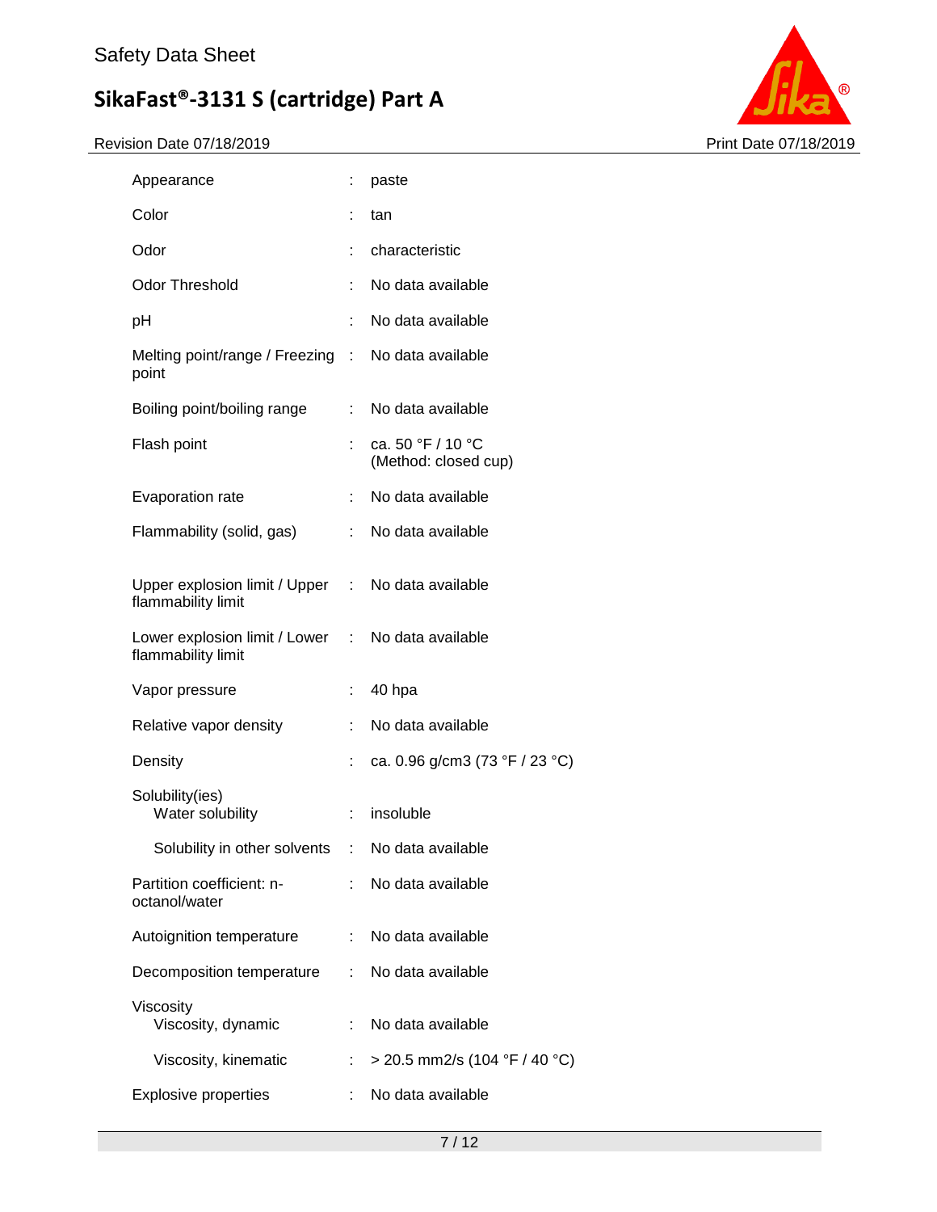| | | |
|---|---|---|
| Appearance | : | paste |
| Color | : | tan |
| Odor | : | characteristic |
| Odor Threshold | : | No data available |
| pH | : | No data available |
| Melting point/range / Freezing point | : | No data available |
| Boiling point/boiling range | : | No data available |
| Flash point | : | ca. 50 °F / 10 °C (Method: closed cup) |
| Evaporation rate | : | No data available |
| Flammability (solid, gas) | : | No data available |
| Upper explosion limit / Upper flammability limit | : | No data available |
| Lower explosion limit / Lower flammability limit | : | No data available |
| Vapor pressure | : | 40 hpa |
| Relative vapor density | : | No data available |
| Density | : | ca. 0.96 g/cm3 (73 °F / 23 °C) |
| Solubility(ies) | | |
| Water solubility | : | insoluble |
| Solubility in other solvents | : | No data available |
| Partition coefficient: n-octanol/water | : | No data available |
| Autoignition temperature | : | No data available |
| Decomposition temperature | : | No data available |
| Viscosity | | |
| Viscosity, dynamic | : | No data available |
| Viscosity, kinematic | : | > 20.5 mm2/s (104 °F / 40 °C) |
| Explosive properties | : | No data available |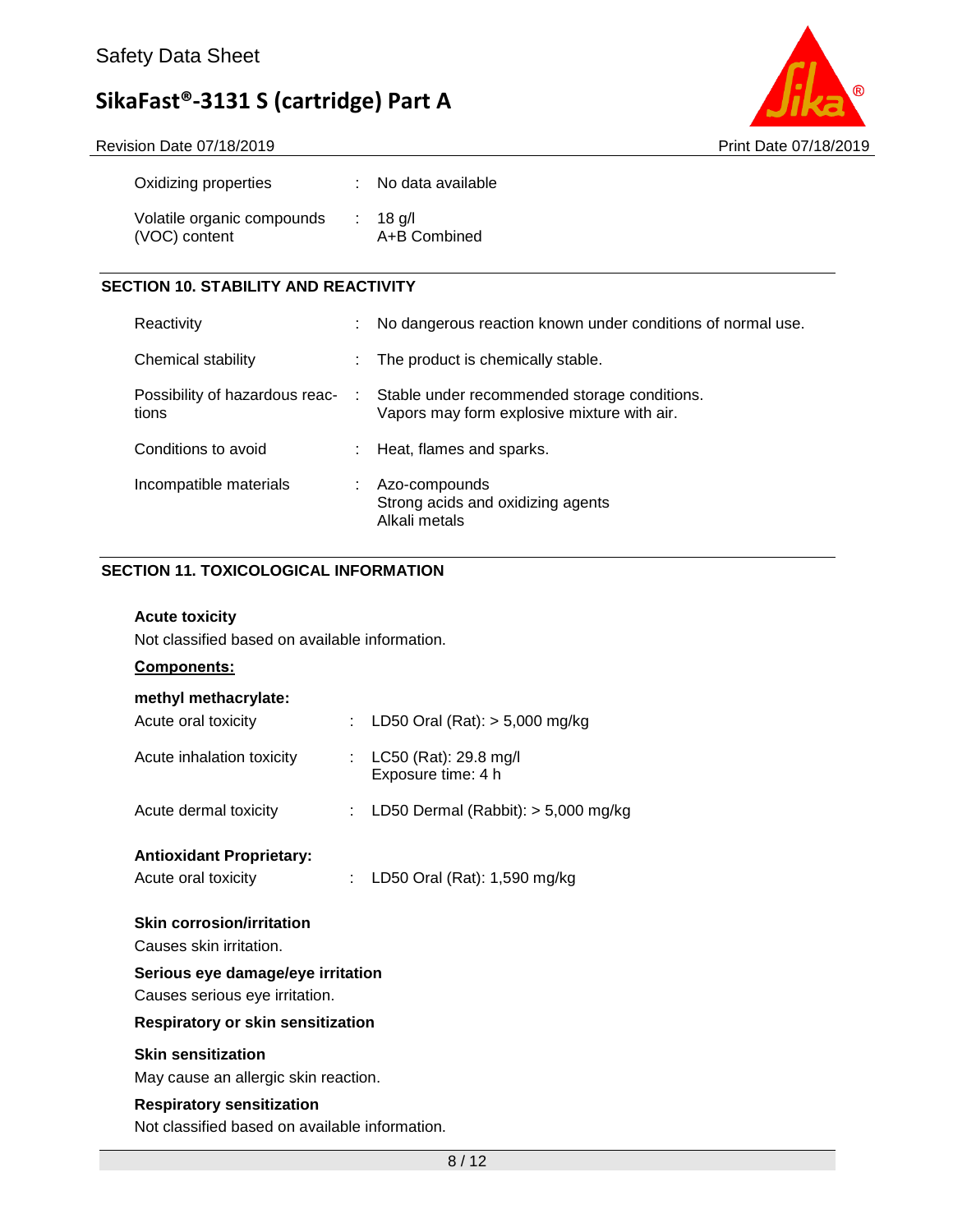| | | |
|---|---|---|
| Oxidizing properties | : | No data available |
| Volatile organic compounds (VOC) content | : | 18 g/l<br>A+B Combined |

## SECTION 10. STABILITY AND REACTIVITY

| | | |
|---|---|---|
| Reactivity | : | No dangerous reaction known under conditions of normal use. |
| Chemical stability | : | The product is chemically stable. |
| Possibility of hazardous reactions | : | Stable under recommended storage conditions.<br>Vapors may form explosive mixture with air. |
| Conditions to avoid | : | Heat, flames and sparks. |
| Incompatible materials | : | Azo-compounds<br>Strong acids and oxidizing agents<br>Alkali metals |

## SECTION 11. TOXICOLOGICAL INFORMATION

**Acute toxicity**

Not classified based on available information.

**Components:**

**methyl methacrylate:**

| | | |
|---|---|---|
| Acute oral toxicity | : | LD50 Oral (Rat): > 5,000 mg/kg |
| Acute inhalation toxicity | : | LC50 (Rat): 29.8 mg/l<br>Exposure time: 4 h |
| Acute dermal toxicity | : | LD50 Dermal (Rabbit): > 5,000 mg/kg |

**Antioxidant Proprietary:**

| | | |
|---|---|---|
| Acute oral toxicity | : | LD50 Oral (Rat): 1,590 mg/kg |

**Skin corrosion/irritation**

Causes skin irritation.

**Serious eye damage/eye irritation**

Causes serious eye irritation.

**Respiratory or skin sensitization**

**Skin sensitization**

May cause an allergic skin reaction.

**Respiratory sensitization**

Not classified based on available information.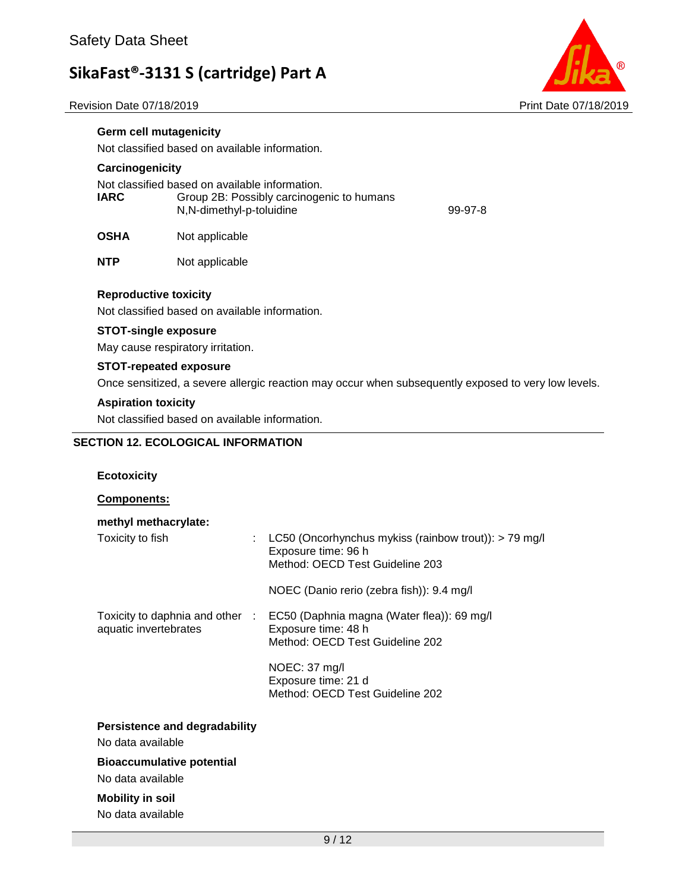### Germ cell mutagenicity

Not classified based on available information.

### Carcinogenicity

Not classified based on available information.

| | | |
|---|---|---|
| **IARC** | Group 2B: Possibly carcinogenic to humans<br>N,N-dimethyl-p-toluidine | 99-97-8 |
| **OSHA** | Not applicable | |
| **NTP** | Not applicable | |

### Reproductive toxicity

Not classified based on available information.

### STOT-single exposure

May cause respiratory irritation.

### STOT-repeated exposure

Once sensitized, a severe allergic reaction may occur when subsequently exposed to very low levels.

### Aspiration toxicity

Not classified based on available information.

## SECTION 12. ECOLOGICAL INFORMATION

### Ecotoxicity

**Components:**

**methyl methacrylate:**

| | | |
|---|---|---|
| Toxicity to fish | : | LC50 (Oncorhynchus mykiss (rainbow trout)): > 79 mg/l<br>Exposure time: 96 h<br>Method: OECD Test Guideline 203 |
| | | NOEC (Danio rerio (zebra fish)): 9.4 mg/l |
| Toxicity to daphnia and other aquatic invertebrates | : | EC50 (Daphnia magna (Water flea)): 69 mg/l<br>Exposure time: 48 h<br>Method: OECD Test Guideline 202 |
| | | NOEC: 37 mg/l<br>Exposure time: 21 d<br>Method: OECD Test Guideline 202 |

### Persistence and degradability

No data available

### Bioaccumulative potential

No data available

### Mobility in soil

No data available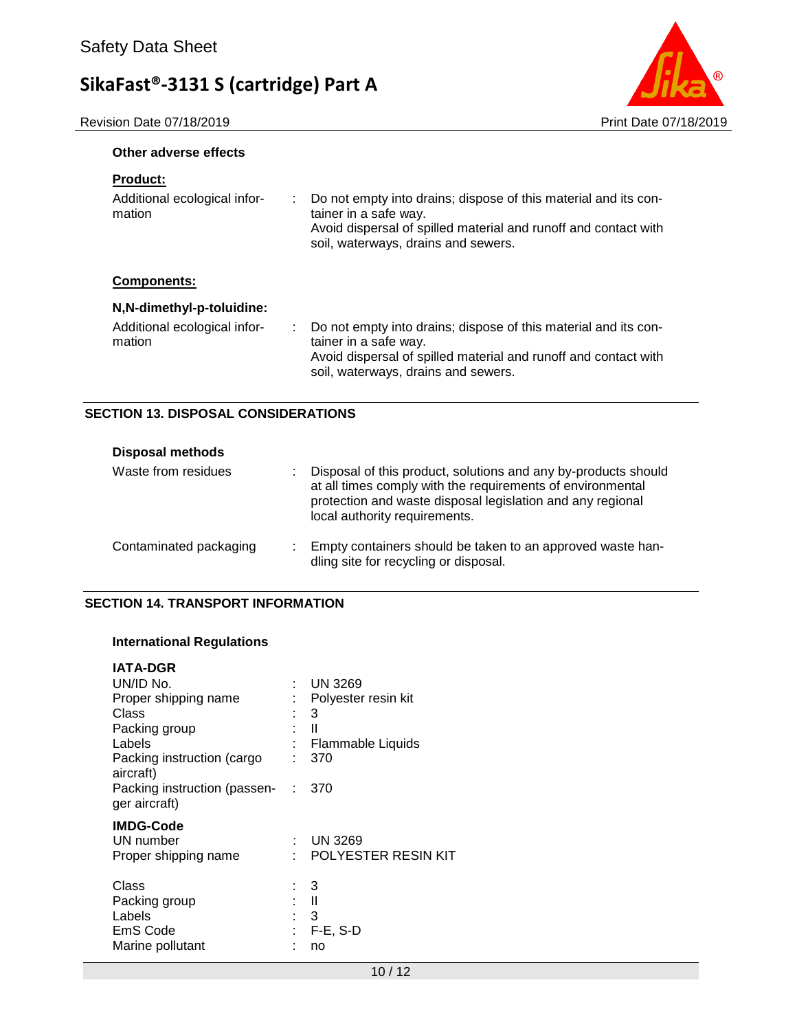**Other adverse effects**

**Product:**

| | | |
|---|---|---|
| Additional ecological information | : | Do not empty into drains; dispose of this material and its container in a safe way. Avoid dispersal of spilled material and runoff and contact with soil, waterways, drains and sewers. |

**Components:**

**N,N-dimethyl-p-toluidine:**

| | | |
|---|---|---|
| Additional ecological information | : | Do not empty into drains; dispose of this material and its container in a safe way. Avoid dispersal of spilled material and runoff and contact with soil, waterways, drains and sewers. |

## SECTION 13. DISPOSAL CONSIDERATIONS

**Disposal methods**

| | | |
|---|---|---|
| Waste from residues | : | Disposal of this product, solutions and any by-products should at all times comply with the requirements of environmental protection and waste disposal legislation and any regional local authority requirements. |
| Contaminated packaging | : | Empty containers should be taken to an approved waste handling site for recycling or disposal. |

## SECTION 14. TRANSPORT INFORMATION

**International Regulations**

**IATA-DGR**

| | | |
|---|---|---|
| UN/ID No. | : | UN 3269 |
| Proper shipping name | : | Polyester resin kit |
| Class | : | 3 |
| Packing group | : | II |
| Labels | : | Flammable Liquids |
| Packing instruction (cargo aircraft) | : | 370 |
| Packing instruction (passenger aircraft) | : | 370 |

**IMDG-Code**

| | | |
|---|---|---|
| UN number | : | UN 3269 |
| Proper shipping name | : | POLYESTER RESIN KIT |
| Class | : | 3 |
| Packing group | : | II |
| Labels | : | 3 |
| EmS Code | : | F-E, S-D |
| Marine pollutant | : | no |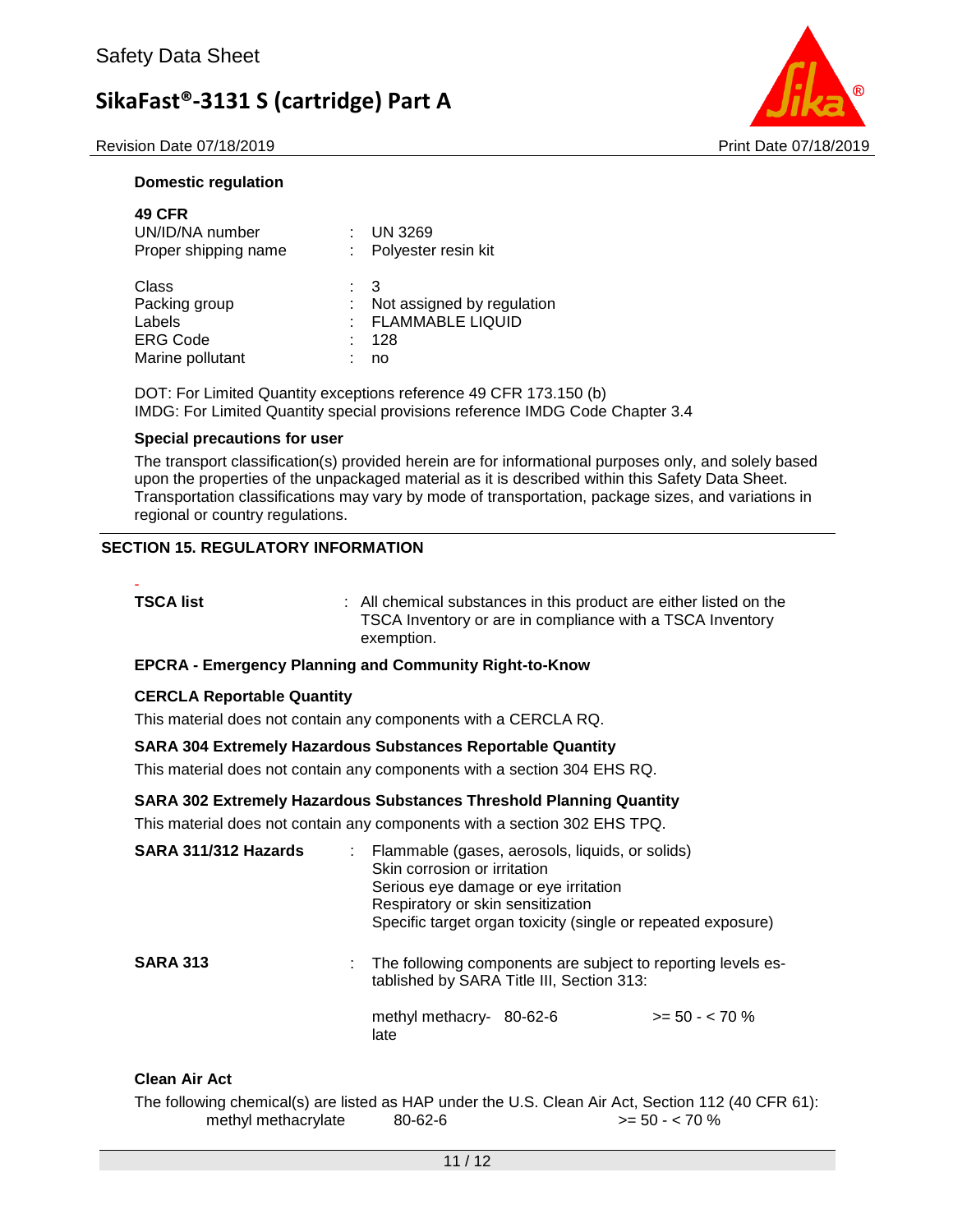**Domestic regulation**

**49 CFR**

| | | |
|---|---|---|
| UN/ID/NA number | : | UN 3269 |
| Proper shipping name | : | Polyester resin kit |
| Class | : | 3 |
| Packing group | : | Not assigned by regulation |
| Labels | : | FLAMMABLE LIQUID |
| ERG Code | : | 128 |
| Marine pollutant | : | no |

DOT: For Limited Quantity exceptions reference 49 CFR 173.150 (b)
IMDG: For Limited Quantity special provisions reference IMDG Code Chapter 3.4

**Special precautions for user**

The transport classification(s) provided herein are for informational purposes only, and solely based upon the properties of the unpackaged material as it is described within this Safety Data Sheet. Transportation classifications may vary by mode of transportation, package sizes, and variations in regional or country regulations.

## SECTION 15. REGULATORY INFORMATION

-

**TSCA list** : All chemical substances in this product are either listed on the TSCA Inventory or are in compliance with a TSCA Inventory exemption.

**EPCRA - Emergency Planning and Community Right-to-Know**

**CERCLA Reportable Quantity**

This material does not contain any components with a CERCLA RQ.

**SARA 304 Extremely Hazardous Substances Reportable Quantity**

This material does not contain any components with a section 304 EHS RQ.

**SARA 302 Extremely Hazardous Substances Threshold Planning Quantity**

This material does not contain any components with a section 302 EHS TPQ.

**SARA 311/312 Hazards** : Flammable (gases, aerosols, liquids, or solids)
Skin corrosion or irritation
Serious eye damage or eye irritation
Respiratory or skin sensitization
Specific target organ toxicity (single or repeated exposure)

**SARA 313** : The following components are subject to reporting levels established by SARA Title III, Section 313:

| | | |
|---|---|---|
| methyl methacrylate | 80-62-6 | >= 50 - < 70 % |

**Clean Air Act**

The following chemical(s) are listed as HAP under the U.S. Clean Air Act, Section 112 (40 CFR 61):

| | | |
|---|---|---|
| methyl methacrylate | 80-62-6 | >= 50 - < 70 % |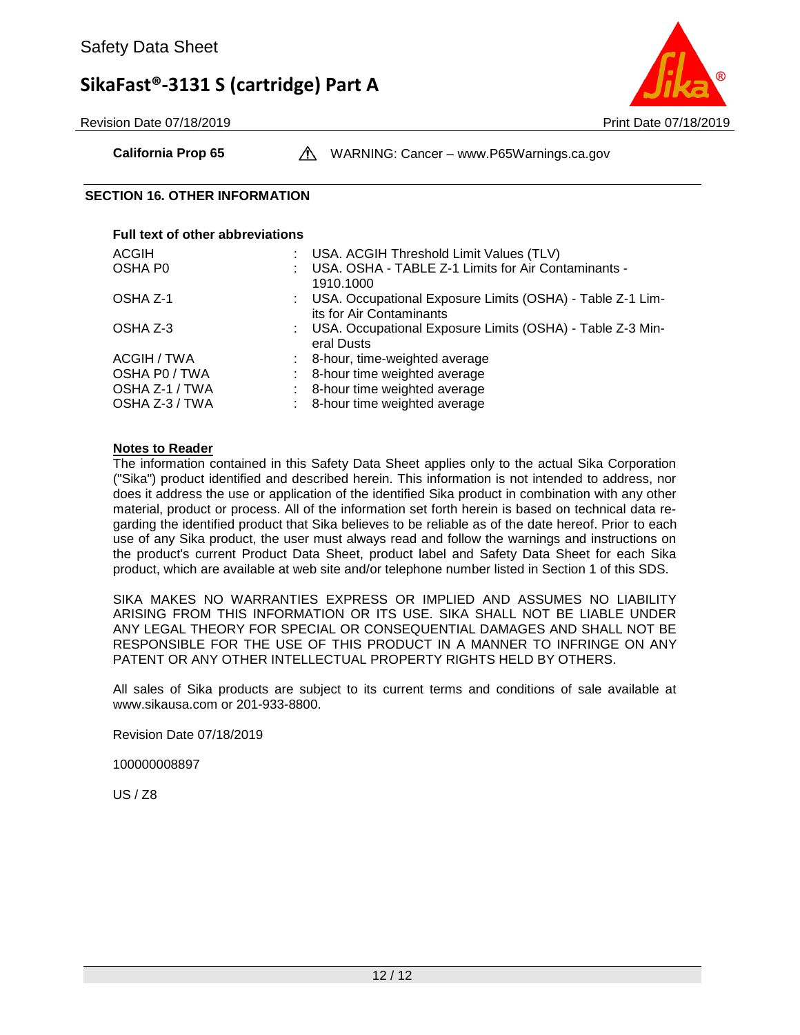**California Prop 65** ⚠ WARNING: Cancer – www.P65Warnings.ca.gov

## SECTION 16. OTHER INFORMATION

**Full text of other abbreviations**

| | | |
|---|---|---|
| ACGIH | : | USA. ACGIH Threshold Limit Values (TLV) |
| OSHA P0 | : | USA. OSHA - TABLE Z-1 Limits for Air Contaminants - 1910.1000 |
| OSHA Z-1 | : | USA. Occupational Exposure Limits (OSHA) - Table Z-1 Limits for Air Contaminants |
| OSHA Z-3 | : | USA. Occupational Exposure Limits (OSHA) - Table Z-3 Mineral Dusts |
| ACGIH / TWA | : | 8-hour, time-weighted average |
| OSHA P0 / TWA | : | 8-hour time weighted average |
| OSHA Z-1 / TWA | : | 8-hour time weighted average |
| OSHA Z-3 / TWA | : | 8-hour time weighted average |

**Notes to Reader**

The information contained in this Safety Data Sheet applies only to the actual Sika Corporation ("Sika") product identified and described herein. This information is not intended to address, nor does it address the use or application of the identified Sika product in combination with any other material, product or process. All of the information set forth herein is based on technical data regarding the identified product that Sika believes to be reliable as of the date hereof. Prior to each use of any Sika product, the user must always read and follow the warnings and instructions on the product's current Product Data Sheet, product label and Safety Data Sheet for each Sika product, which are available at web site and/or telephone number listed in Section 1 of this SDS.

SIKA MAKES NO WARRANTIES EXPRESS OR IMPLIED AND ASSUMES NO LIABILITY ARISING FROM THIS INFORMATION OR ITS USE. SIKA SHALL NOT BE LIABLE UNDER ANY LEGAL THEORY FOR SPECIAL OR CONSEQUENTIAL DAMAGES AND SHALL NOT BE RESPONSIBLE FOR THE USE OF THIS PRODUCT IN A MANNER TO INFRINGE ON ANY PATENT OR ANY OTHER INTELLECTUAL PROPERTY RIGHTS HELD BY OTHERS.

All sales of Sika products are subject to its current terms and conditions of sale available at www.sikausa.com or 201-933-8800.

Revision Date 07/18/2019

100000008897

US / Z8